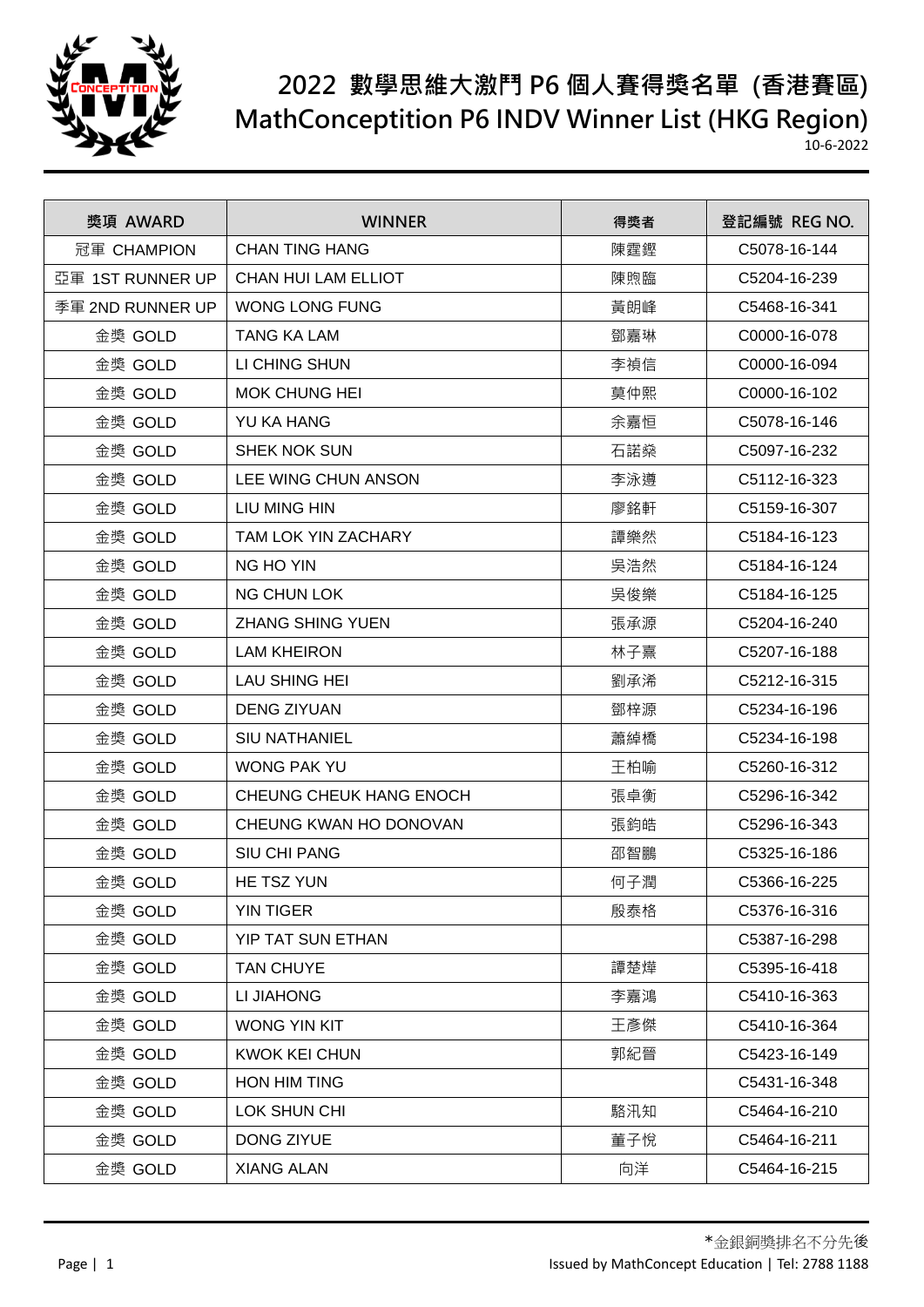# 2022 數學思維大激鬥 P6 個人賽得獎名單 (香港賽區)
# MathConceptition P6 INDV Winner List (HKG Region)

10-6-2022

| 獎項 AWARD | WINNER | 得獎者 | 登記編號 REG NO. |
|---|---|---|---|
| 冠軍 CHAMPION | CHAN TING HANG | 陳霆鏗 | C5078-16-144 |
| 亞軍 1ST RUNNER UP | CHAN HUI LAM ELLIOT | 陳煦臨 | C5204-16-239 |
| 季軍 2ND RUNNER UP | WONG LONG FUNG | 黃朗峰 | C5468-16-341 |
| 金獎 GOLD | TANG KA LAM | 鄧嘉琳 | C0000-16-078 |
| 金獎 GOLD | LI CHING SHUN | 李禎信 | C0000-16-094 |
| 金獎 GOLD | MOK CHUNG HEI | 莫仲熙 | C0000-16-102 |
| 金獎 GOLD | YU KA HANG | 余嘉恒 | C5078-16-146 |
| 金獎 GOLD | SHEK NOK SUN | 石諾燊 | C5097-16-232 |
| 金獎 GOLD | LEE WING CHUN ANSON | 李泳遵 | C5112-16-323 |
| 金獎 GOLD | LIU MING HIN | 廖銘軒 | C5159-16-307 |
| 金獎 GOLD | TAM LOK YIN ZACHARY | 譚樂然 | C5184-16-123 |
| 金獎 GOLD | NG HO YIN | 吳浩然 | C5184-16-124 |
| 金獎 GOLD | NG CHUN LOK | 吳俊樂 | C5184-16-125 |
| 金獎 GOLD | ZHANG SHING YUEN | 張承源 | C5204-16-240 |
| 金獎 GOLD | LAM KHEIRON | 林子熹 | C5207-16-188 |
| 金獎 GOLD | LAU SHING HEI | 劉承浠 | C5212-16-315 |
| 金獎 GOLD | DENG ZIYUAN | 鄧梓源 | C5234-16-196 |
| 金獎 GOLD | SIU NATHANIEL | 蕭綽橋 | C5234-16-198 |
| 金獎 GOLD | WONG PAK YU | 王柏喻 | C5260-16-312 |
| 金獎 GOLD | CHEUNG CHEUK HANG ENOCH | 張卓衡 | C5296-16-342 |
| 金獎 GOLD | CHEUNG KWAN HO DONOVAN | 張鈞皓 | C5296-16-343 |
| 金獎 GOLD | SIU CHI PANG | 邵智鵬 | C5325-16-186 |
| 金獎 GOLD | HE TSZ YUN | 何子潤 | C5366-16-225 |
| 金獎 GOLD | YIN TIGER | 殷泰格 | C5376-16-316 |
| 金獎 GOLD | YIP TAT SUN ETHAN | | C5387-16-298 |
| 金獎 GOLD | TAN CHUYE | 譚楚燁 | C5395-16-418 |
| 金獎 GOLD | LI JIAHONG | 李嘉鴻 | C5410-16-363 |
| 金獎 GOLD | WONG YIN KIT | 王彥傑 | C5410-16-364 |
| 金獎 GOLD | KWOK KEI CHUN | 郭紀晉 | C5423-16-149 |
| 金獎 GOLD | HON HIM TING | | C5431-16-348 |
| 金獎 GOLD | LOK SHUN CHI | 駱汛知 | C5464-16-210 |
| 金獎 GOLD | DONG ZIYUE | 董子悅 | C5464-16-211 |
| 金獎 GOLD | XIANG ALAN | 向洋 | C5464-16-215 |

*金銀銅獎排名不分先後

Issued by MathConcept Education | Tel: 2788 1188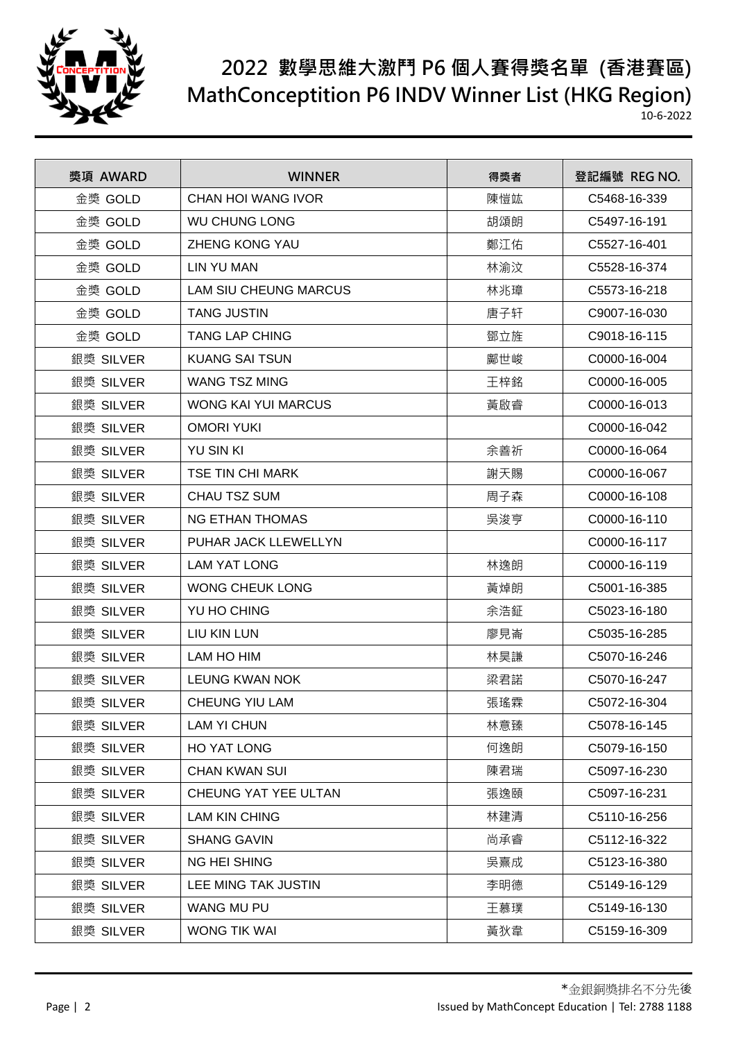# 2022 數學思維大激鬥 P6 個人賽得獎名單 (香港賽區)

# MathConceptition P6 INDV Winner List (HKG Region)

10-6-2022

| 獎項 AWARD | WINNER | 得獎者 | 登記編號 REG NO. |
|---|---|---|---|
| 金獎 GOLD | CHAN HOI WANG IVOR | 陳愷竑 | C5468-16-339 |
| 金獎 GOLD | WU CHUNG LONG | 胡頌朗 | C5497-16-191 |
| 金獎 GOLD | ZHENG KONG YAU | 鄭江佑 | C5527-16-401 |
| 金獎 GOLD | LIN YU MAN | 林渝汶 | C5528-16-374 |
| 金獎 GOLD | LAM SIU CHEUNG MARCUS | 林兆璋 | C5573-16-218 |
| 金獎 GOLD | TANG JUSTIN | 唐子轩 | C9007-16-030 |
| 金獎 GOLD | TANG LAP CHING | 鄧立旌 | C9018-16-115 |
| 銀獎 SILVER | KUANG SAI TSUN | 鄺世峻 | C0000-16-004 |
| 銀獎 SILVER | WANG TSZ MING | 王梓銘 | C0000-16-005 |
| 銀獎 SILVER | WONG KAI YUI MARCUS | 黃啟睿 | C0000-16-013 |
| 銀獎 SILVER | OMORI YUKI | | C0000-16-042 |
| 銀獎 SILVER | YU SIN KI | 余善祈 | C0000-16-064 |
| 銀獎 SILVER | TSE TIN CHI MARK | 謝天賜 | C0000-16-067 |
| 銀獎 SILVER | CHAU TSZ SUM | 周子森 | C0000-16-108 |
| 銀獎 SILVER | NG ETHAN THOMAS | 吳浚亨 | C0000-16-110 |
| 銀獎 SILVER | PUHAR JACK LLEWELLYN | | C0000-16-117 |
| 銀獎 SILVER | LAM YAT LONG | 林逸朗 | C0000-16-119 |
| 銀獎 SILVER | WONG CHEUK LONG | 黃焯朗 | C5001-16-385 |
| 銀獎 SILVER | YU HO CHING | 余浩鉦 | C5023-16-180 |
| 銀獎 SILVER | LIU KIN LUN | 廖見崙 | C5035-16-285 |
| 銀獎 SILVER | LAM HO HIM | 林昊謙 | C5070-16-246 |
| 銀獎 SILVER | LEUNG KWAN NOK | 梁君諾 | C5070-16-247 |
| 銀獎 SILVER | CHEUNG YIU LAM | 張瑤霖 | C5072-16-304 |
| 銀獎 SILVER | LAM YI CHUN | 林意臻 | C5078-16-145 |
| 銀獎 SILVER | HO YAT LONG | 何逸朗 | C5079-16-150 |
| 銀獎 SILVER | CHAN KWAN SUI | 陳君瑞 | C5097-16-230 |
| 銀獎 SILVER | CHEUNG YAT YEE ULTAN | 張逸頤 | C5097-16-231 |
| 銀獎 SILVER | LAM KIN CHING | 林建清 | C5110-16-256 |
| 銀獎 SILVER | SHANG GAVIN | 尚承睿 | C5112-16-322 |
| 銀獎 SILVER | NG HEI SHING | 吳熹成 | C5123-16-380 |
| 銀獎 SILVER | LEE MING TAK JUSTIN | 李明德 | C5149-16-129 |
| 銀獎 SILVER | WANG MU PU | 王慕璞 | C5149-16-130 |
| 銀獎 SILVER | WONG TIK WAI | 黃狄韋 | C5159-16-309 |

*金銀銅獎排名不分先後

Issued by MathConcept Education | Tel: 2788 1188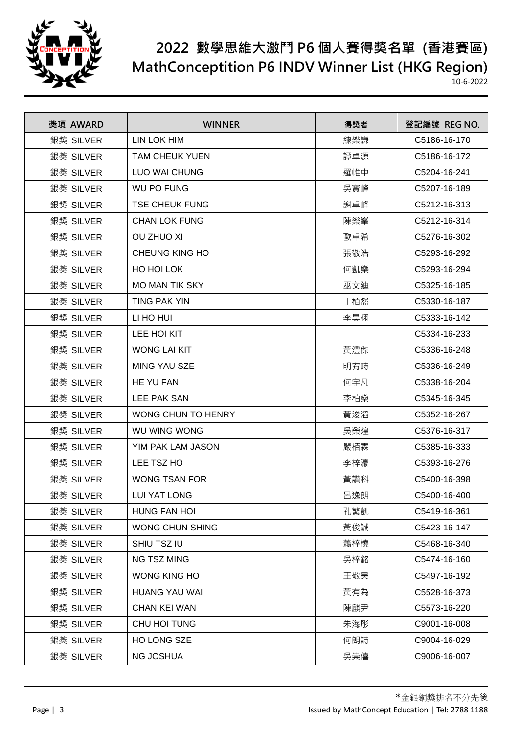# 2022 數學思維大激鬥 P6 個人賽得獎名單 (香港賽區)
# MathConceptition P6 INDV Winner List (HKG Region)

10-6-2022

| 獎項 AWARD | WINNER | 得獎者 | 登記編號 REG NO. |
|---|---|---|---|
| 銀獎 SILVER | LIN LOK HIM | 練樂謙 | C5186-16-170 |
| 銀獎 SILVER | TAM CHEUK YUEN | 譚卓源 | C5186-16-172 |
| 銀獎 SILVER | LUO WAI CHUNG | 羅帷中 | C5204-16-241 |
| 銀獎 SILVER | WU PO FUNG | 吳寶峰 | C5207-16-189 |
| 銀獎 SILVER | TSE CHEUK FUNG | 謝卓峰 | C5212-16-313 |
| 銀獎 SILVER | CHAN LOK FUNG | 陳樂峯 | C5212-16-314 |
| 銀獎 SILVER | OU ZHUO XI | 歐卓希 | C5276-16-302 |
| 銀獎 SILVER | CHEUNG KING HO | 張敬浩 | C5293-16-292 |
| 銀獎 SILVER | HO HOI LOK | 何凱樂 | C5293-16-294 |
| 銀獎 SILVER | MO MAN TIK SKY | 巫文廸 | C5325-16-185 |
| 銀獎 SILVER | TING PAK YIN | 丁栢然 | C5330-16-187 |
| 銀獎 SILVER | LI HO HUI | 李昊栩 | C5333-16-142 |
| 銀獎 SILVER | LEE HOI KIT | | C5334-16-233 |
| 銀獎 SILVER | WONG LAI KIT | 黃澧傑 | C5336-16-248 |
| 銀獎 SILVER | MING YAU SZE | 明宥時 | C5336-16-249 |
| 銀獎 SILVER | HE YU FAN | 何宇凡 | C5338-16-204 |
| 銀獎 SILVER | LEE PAK SAN | 李柏燊 | C5345-16-345 |
| 銀獎 SILVER | WONG CHUN TO HENRY | 黃浚滔 | C5352-16-267 |
| 銀獎 SILVER | WU WING WONG | 吳榮煌 | C5376-16-317 |
| 銀獎 SILVER | YIM PAK LAM JASON | 嚴栢霖 | C5385-16-333 |
| 銀獎 SILVER | LEE TSZ HO | 李梓濠 | C5393-16-276 |
| 銀獎 SILVER | WONG TSAN FOR | 黃讚科 | C5400-16-398 |
| 銀獎 SILVER | LUI YAT LONG | 呂逸朗 | C5400-16-400 |
| 銀獎 SILVER | HUNG FAN HOI | 孔繁凱 | C5419-16-361 |
| 銀獎 SILVER | WONG CHUN SHING | 黃俊誠 | C5423-16-147 |
| 銀獎 SILVER | SHIU TSZ IU | 蕭梓橈 | C5468-16-340 |
| 銀獎 SILVER | NG TSZ MING | 吳梓銘 | C5474-16-160 |
| 銀獎 SILVER | WONG KING HO | 王敬昊 | C5497-16-192 |
| 銀獎 SILVER | HUANG YAU WAI | 黃有為 | C5528-16-373 |
| 銀獎 SILVER | CHAN KEI WAN | 陳麒尹 | C5573-16-220 |
| 銀獎 SILVER | CHU HOI TUNG | 朱海彤 | C9001-16-008 |
| 銀獎 SILVER | HO LONG SZE | 何朗詩 | C9004-16-029 |
| 銀獎 SILVER | NG JOSHUA | 吳崇僖 | C9006-16-007 |

*金銀銅獎排名不分先後

Issued by MathConcept Education | Tel: 2788 1188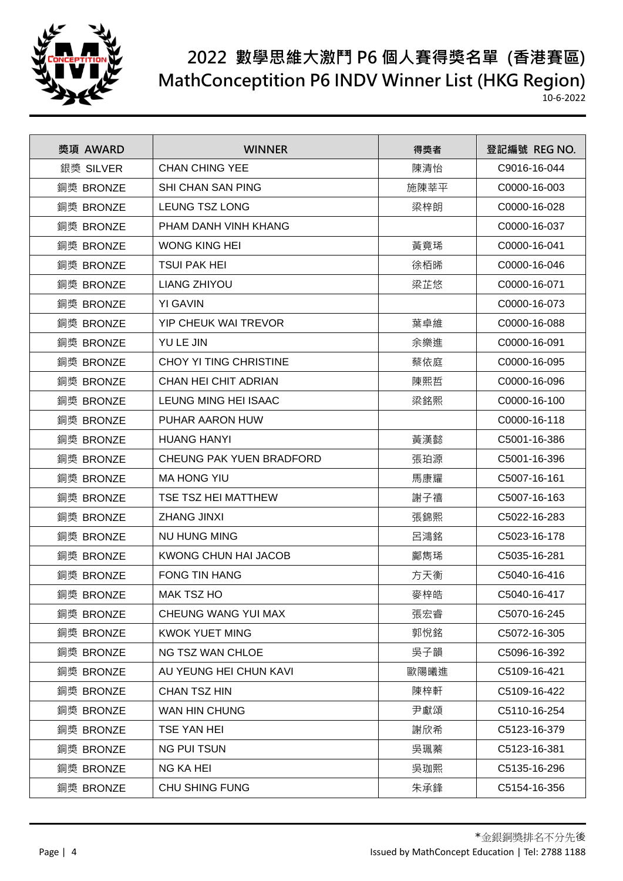# 2022 數學思維大激鬥 P6 個人賽得獎名單 (香港賽區)

# MathConceptition P6 INDV Winner List (HKG Region)

10-6-2022

| 獎項 AWARD | WINNER | 得獎者 | 登記編號 REG NO. |
|---|---|---|---|
| 銀獎 SILVER | CHAN CHING YEE | 陳清怡 | C9016-16-044 |
| 銅獎 BRONZE | SHI CHAN SAN PING | 施陳莘平 | C0000-16-003 |
| 銅獎 BRONZE | LEUNG TSZ LONG | 梁梓朗 | C0000-16-028 |
| 銅獎 BRONZE | PHAM DANH VINH KHANG | | C0000-16-037 |
| 銅獎 BRONZE | WONG KING HEI | 黃竟琋 | C0000-16-041 |
| 銅獎 BRONZE | TSUI PAK HEI | 徐栢晞 | C0000-16-046 |
| 銅獎 BRONZE | LIANG ZHIYOU | 梁芷悠 | C0000-16-071 |
| 銅獎 BRONZE | YI GAVIN | | C0000-16-073 |
| 銅獎 BRONZE | YIP CHEUK WAI TREVOR | 葉卓維 | C0000-16-088 |
| 銅獎 BRONZE | YU LE JIN | 余樂進 | C0000-16-091 |
| 銅獎 BRONZE | CHOY YI TING CHRISTINE | 蔡依庭 | C0000-16-095 |
| 銅獎 BRONZE | CHAN HEI CHIT ADRIAN | 陳熙哲 | C0000-16-096 |
| 銅獎 BRONZE | LEUNG MING HEI ISAAC | 梁銘熙 | C0000-16-100 |
| 銅獎 BRONZE | PUHAR AARON HUW | | C0000-16-118 |
| 銅獎 BRONZE | HUANG HANYI | 黃漢懿 | C5001-16-386 |
| 銅獎 BRONZE | CHEUNG PAK YUEN BRADFORD | 張珀源 | C5001-16-396 |
| 銅獎 BRONZE | MA HONG YIU | 馬康耀 | C5007-16-161 |
| 銅獎 BRONZE | TSE TSZ HEI MATTHEW | 謝子禧 | C5007-16-163 |
| 銅獎 BRONZE | ZHANG JINXI | 張錦熙 | C5022-16-283 |
| 銅獎 BRONZE | NU HUNG MING | 呂鴻銘 | C5023-16-178 |
| 銅獎 BRONZE | KWONG CHUN HAI JACOB | 鄺雋琋 | C5035-16-281 |
| 銅獎 BRONZE | FONG TIN HANG | 方天衡 | C5040-16-416 |
| 銅獎 BRONZE | MAK TSZ HO | 麥梓皓 | C5040-16-417 |
| 銅獎 BRONZE | CHEUNG WANG YUI MAX | 張宏睿 | C5070-16-245 |
| 銅獎 BRONZE | KWOK YUET MING | 郭悅銘 | C5072-16-305 |
| 銅獎 BRONZE | NG TSZ WAN CHLOE | 吳子韻 | C5096-16-392 |
| 銅獎 BRONZE | AU YEUNG HEI CHUN KAVI | 歐陽曦進 | C5109-16-421 |
| 銅獎 BRONZE | CHAN TSZ HIN | 陳梓軒 | C5109-16-422 |
| 銅獎 BRONZE | WAN HIN CHUNG | 尹獻頌 | C5110-16-254 |
| 銅獎 BRONZE | TSE YAN HEI | 謝欣希 | C5123-16-379 |
| 銅獎 BRONZE | NG PUI TSUN | 吳珮蓁 | C5123-16-381 |
| 銅獎 BRONZE | NG KA HEI | 吳珈熙 | C5135-16-296 |
| 銅獎 BRONZE | CHU SHING FUNG | 朱承鋒 | C5154-16-356 |

*金銀銅獎排名不分先後

Issued by MathConcept Education | Tel: 2788 1188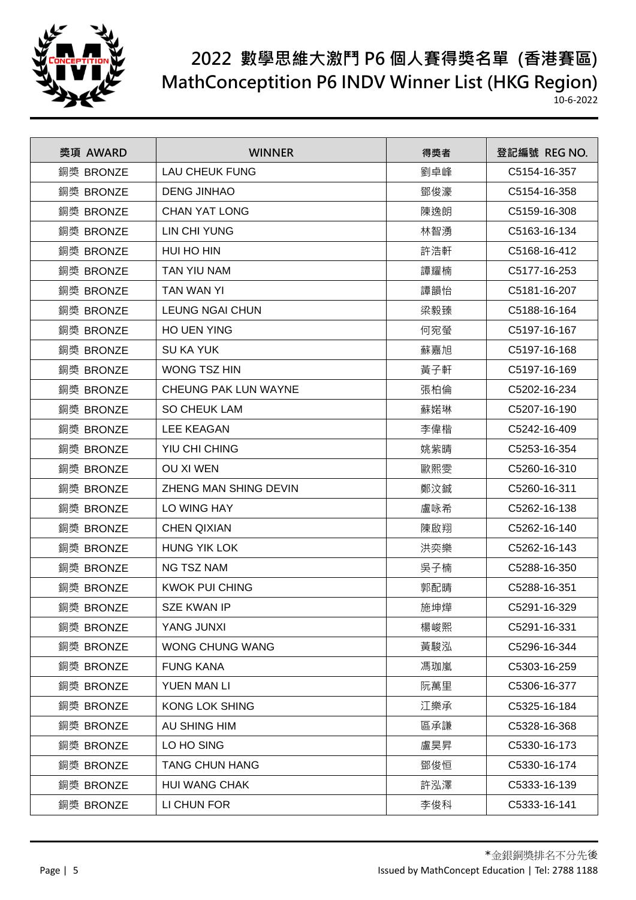# 2022 數學思維大激鬥 P6 個人賽得獎名單 (香港賽區)

# MathConceptition P6 INDV Winner List (HKG Region)

10-6-2022

| 獎項 AWARD | WINNER | 得獎者 | 登記編號 REG NO. |
|---|---|---|---|
| 銅獎 BRONZE | LAU CHEUK FUNG | 劉卓峰 | C5154-16-357 |
| 銅獎 BRONZE | DENG JINHAO | 鄧俊濠 | C5154-16-358 |
| 銅獎 BRONZE | CHAN YAT LONG | 陳逸朗 | C5159-16-308 |
| 銅獎 BRONZE | LIN CHI YUNG | 林智湧 | C5163-16-134 |
| 銅獎 BRONZE | HUI HO HIN | 許浩軒 | C5168-16-412 |
| 銅獎 BRONZE | TAN YIU NAM | 譚耀楠 | C5177-16-253 |
| 銅獎 BRONZE | TAN WAN YI | 譚韻怡 | C5181-16-207 |
| 銅獎 BRONZE | LEUNG NGAI CHUN | 梁毅臻 | C5188-16-164 |
| 銅獎 BRONZE | HO UEN YING | 何宛螢 | C5197-16-167 |
| 銅獎 BRONZE | SU KA YUK | 蘇嘉旭 | C5197-16-168 |
| 銅獎 BRONZE | WONG TSZ HIN | 黃子軒 | C5197-16-169 |
| 銅獎 BRONZE | CHEUNG PAK LUN WAYNE | 張柏倫 | C5202-16-234 |
| 銅獎 BRONZE | SO CHEUK LAM | 蘇婥琳 | C5207-16-190 |
| 銅獎 BRONZE | LEE KEAGAN | 李偉楷 | C5242-16-409 |
| 銅獎 BRONZE | YIU CHI CHING | 姚紫晴 | C5253-16-354 |
| 銅獎 BRONZE | OU XI WEN | 歐熙雯 | C5260-16-310 |
| 銅獎 BRONZE | ZHENG MAN SHING DEVIN | 鄭汶鋮 | C5260-16-311 |
| 銅獎 BRONZE | LO WING HAY | 盧咏希 | C5262-16-138 |
| 銅獎 BRONZE | CHEN QIXIAN | 陳啟翔 | C5262-16-140 |
| 銅獎 BRONZE | HUNG YIK LOK | 洪奕樂 | C5262-16-143 |
| 銅獎 BRONZE | NG TSZ NAM | 吳子楠 | C5288-16-350 |
| 銅獎 BRONZE | KWOK PUI CHING | 郭配晴 | C5288-16-351 |
| 銅獎 BRONZE | SZE KWAN IP | 施坤燁 | C5291-16-329 |
| 銅獎 BRONZE | YANG JUNXI | 楊峻熙 | C5291-16-331 |
| 銅獎 BRONZE | WONG CHUNG WANG | 黃駿泓 | C5296-16-344 |
| 銅獎 BRONZE | FUNG KANA | 馮珈嵐 | C5303-16-259 |
| 銅獎 BRONZE | YUEN MAN LI | 阮萬里 | C5306-16-377 |
| 銅獎 BRONZE | KONG LOK SHING | 江樂承 | C5325-16-184 |
| 銅獎 BRONZE | AU SHING HIM | 區承謙 | C5328-16-368 |
| 銅獎 BRONZE | LO HO SING | 盧昊昇 | C5330-16-173 |
| 銅獎 BRONZE | TANG CHUN HANG | 鄧俊恒 | C5330-16-174 |
| 銅獎 BRONZE | HUI WANG CHAK | 許泓澤 | C5333-16-139 |
| 銅獎 BRONZE | LI CHUN FOR | 李俊科 | C5333-16-141 |

*金銀銅獎排名不分先後

Issued by MathConcept Education | Tel: 2788 1188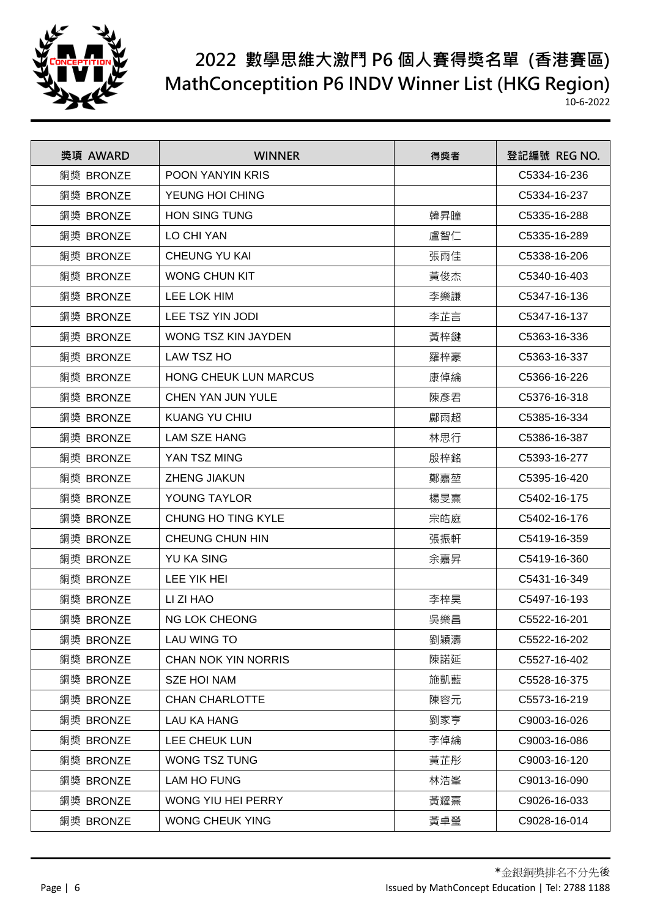# 2022 數學思維大激鬥 P6 個人賽得獎名單 (香港賽區)
# MathConceptition P6 INDV Winner List (HKG Region)

10-6-2022

| 獎項 AWARD | WINNER | 得獎者 | 登記編號 REG NO. |
|---|---|---|---|
| 銅獎 BRONZE | POON YANYIN KRIS | | C5334-16-236 |
| 銅獎 BRONZE | YEUNG HOI CHING | | C5334-16-237 |
| 銅獎 BRONZE | HON SING TUNG | 韓昇曈 | C5335-16-288 |
| 銅獎 BRONZE | LO CHI YAN | 盧智仁 | C5335-16-289 |
| 銅獎 BRONZE | CHEUNG YU KAI | 張雨佳 | C5338-16-206 |
| 銅獎 BRONZE | WONG CHUN KIT | 黃俊杰 | C5340-16-403 |
| 銅獎 BRONZE | LEE LOK HIM | 李樂謙 | C5347-16-136 |
| 銅獎 BRONZE | LEE TSZ YIN JODI | 李芷言 | C5347-16-137 |
| 銅獎 BRONZE | WONG TSZ KIN JAYDEN | 黃梓鍵 | C5363-16-336 |
| 銅獎 BRONZE | LAW TSZ HO | 羅梓豪 | C5363-16-337 |
| 銅獎 BRONZE | HONG CHEUK LUN MARCUS | 康倬綸 | C5366-16-226 |
| 銅獎 BRONZE | CHEN YAN JUN YULE | 陳彥君 | C5376-16-318 |
| 銅獎 BRONZE | KUANG YU CHIU | 鄺雨超 | C5385-16-334 |
| 銅獎 BRONZE | LAM SZE HANG | 林思行 | C5386-16-387 |
| 銅獎 BRONZE | YAN TSZ MING | 殷梓銘 | C5393-16-277 |
| 銅獎 BRONZE | ZHENG JIAKUN | 鄭嘉堃 | C5395-16-420 |
| 銅獎 BRONZE | YOUNG TAYLOR | 楊旻熹 | C5402-16-175 |
| 銅獎 BRONZE | CHUNG HO TING KYLE | 宗皓庭 | C5402-16-176 |
| 銅獎 BRONZE | CHEUNG CHUN HIN | 張振軒 | C5419-16-359 |
| 銅獎 BRONZE | YU KA SING | 余嘉昇 | C5419-16-360 |
| 銅獎 BRONZE | LEE YIK HEI | | C5431-16-349 |
| 銅獎 BRONZE | LI ZI HAO | 李梓昊 | C5497-16-193 |
| 銅獎 BRONZE | NG LOK CHEONG | 吳樂昌 | C5522-16-201 |
| 銅獎 BRONZE | LAU WING TO | 劉穎濤 | C5522-16-202 |
| 銅獎 BRONZE | CHAN NOK YIN NORRIS | 陳諾延 | C5527-16-402 |
| 銅獎 BRONZE | SZE HOI NAM | 施凱藍 | C5528-16-375 |
| 銅獎 BRONZE | CHAN CHARLOTTE | 陳容元 | C5573-16-219 |
| 銅獎 BRONZE | LAU KA HANG | 劉家亨 | C9003-16-026 |
| 銅獎 BRONZE | LEE CHEUK LUN | 李倬綸 | C9003-16-086 |
| 銅獎 BRONZE | WONG TSZ TUNG | 黃芷彤 | C9003-16-120 |
| 銅獎 BRONZE | LAM HO FUNG | 林浩峯 | C9013-16-090 |
| 銅獎 BRONZE | WONG YIU HEI PERRY | 黃耀熹 | C9026-16-033 |
| 銅獎 BRONZE | WONG CHEUK YING | 黃卓瑩 | C9028-16-014 |

*金銀銅獎排名不分先後

Issued by MathConcept Education | Tel: 2788 1188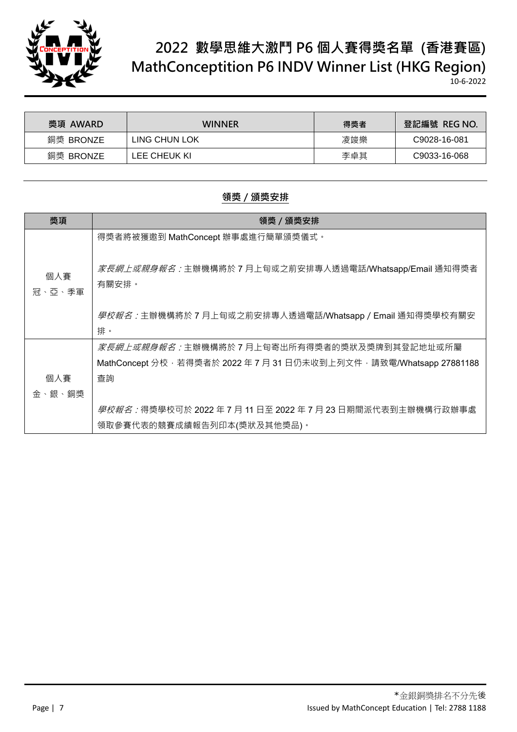# 2022 數學思維大激鬥 P6 個人賽得獎名單 (香港賽區)
# MathConceptition P6 INDV Winner List (HKG Region)

10-6-2022

| 獎項 AWARD | WINNER | 得獎者 | 登記編號 REG NO. |
|---|---|---|---|
| 銅獎 BRONZE | LING CHUN LOK | 凌竣樂 | C9028-16-081 |
| 銅獎 BRONZE | LEE CHEUK KI | 李卓其 | C9033-16-068 |

## 領獎 / 頒獎安排

| 獎項 | 領獎 / 頒獎安排 |
|---|---|
| 個人賽<br>冠、亞、季軍 | 得獎者將被獲邀到 MathConcept 辦事處進行簡單頒獎儀式。<br><br>*家長網上或親身報名：*主辦機構將於 7 月上旬或之前安排專人透過電話/Whatsapp/Email 通知得獎者有關安排。<br><br>*學校報名：*主辦機構將於 7 月上旬或之前安排專人透過電話/Whatsapp / Email 通知得獎學校有關安排。 |
| 個人賽<br>金、銀、銅獎 | *家長網上或親身報名：*主辦機構將於 7 月上旬寄出所有得獎者的獎狀及獎牌到其登記地址或所屬 MathConcept 分校，若得獎者於 2022 年 7 月 31 日仍未收到上列文件，請致電/Whatsapp 27881188 查詢<br><br>*學校報名：*得獎學校可於 2022 年 7 月 11 日至 2022 年 7 月 23 日期間派代表到主辦機構行政辦事處領取參賽代表的競賽成績報告列印本(獎狀及其他獎品)。 |

*金銀銅獎排名不分先後

Issued by MathConcept Education | Tel: 2788 1188